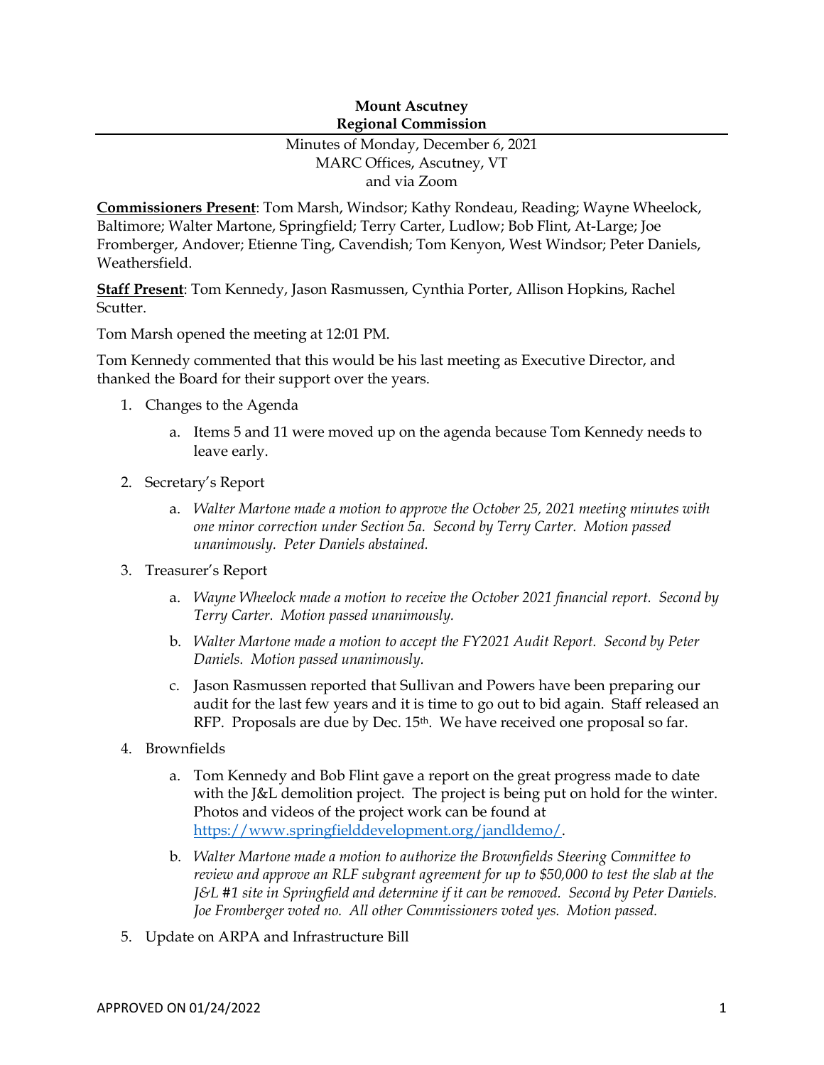**Mount Ascutney**
**Regional Commission**

Minutes of Monday, December 6, 2021
MARC Offices, Ascutney, VT
and via Zoom

**Commissioners Present**: Tom Marsh, Windsor; Kathy Rondeau, Reading; Wayne Wheelock, Baltimore; Walter Martone, Springfield; Terry Carter, Ludlow; Bob Flint, At-Large; Joe Fromberger, Andover; Etienne Ting, Cavendish; Tom Kenyon, West Windsor; Peter Daniels, Weathersfield.

**Staff Present**: Tom Kennedy, Jason Rasmussen, Cynthia Porter, Allison Hopkins, Rachel Scutter.

Tom Marsh opened the meeting at 12:01 PM.

Tom Kennedy commented that this would be his last meeting as Executive Director, and thanked the Board for their support over the years.

1. Changes to the Agenda
   a. Items 5 and 11 were moved up on the agenda because Tom Kennedy needs to leave early.
2. Secretary's Report
   a. *Walter Martone made a motion to approve the October 25, 2021 meeting minutes with one minor correction under Section 5a. Second by Terry Carter. Motion passed unanimously. Peter Daniels abstained.*
3. Treasurer's Report
   a. *Wayne Wheelock made a motion to receive the October 2021 financial report. Second by Terry Carter. Motion passed unanimously.*
   b. *Walter Martone made a motion to accept the FY2021 Audit Report. Second by Peter Daniels. Motion passed unanimously.*
   c. Jason Rasmussen reported that Sullivan and Powers have been preparing our audit for the last few years and it is time to go out to bid again. Staff released an RFP. Proposals are due by Dec. 15th. We have received one proposal so far.
4. Brownfields
   a. Tom Kennedy and Bob Flint gave a report on the great progress made to date with the J&L demolition project. The project is being put on hold for the winter. Photos and videos of the project work can be found at https://www.springfielddevelopment.org/jandldemo/.
   b. *Walter Martone made a motion to authorize the Brownfields Steering Committee to review and approve an RLF subgrant agreement for up to $50,000 to test the slab at the J&L #1 site in Springfield and determine if it can be removed. Second by Peter Daniels. Joe Fromberger voted no. All other Commissioners voted yes. Motion passed.*
5. Update on ARPA and Infrastructure Bill

APPROVED ON 01/24/2022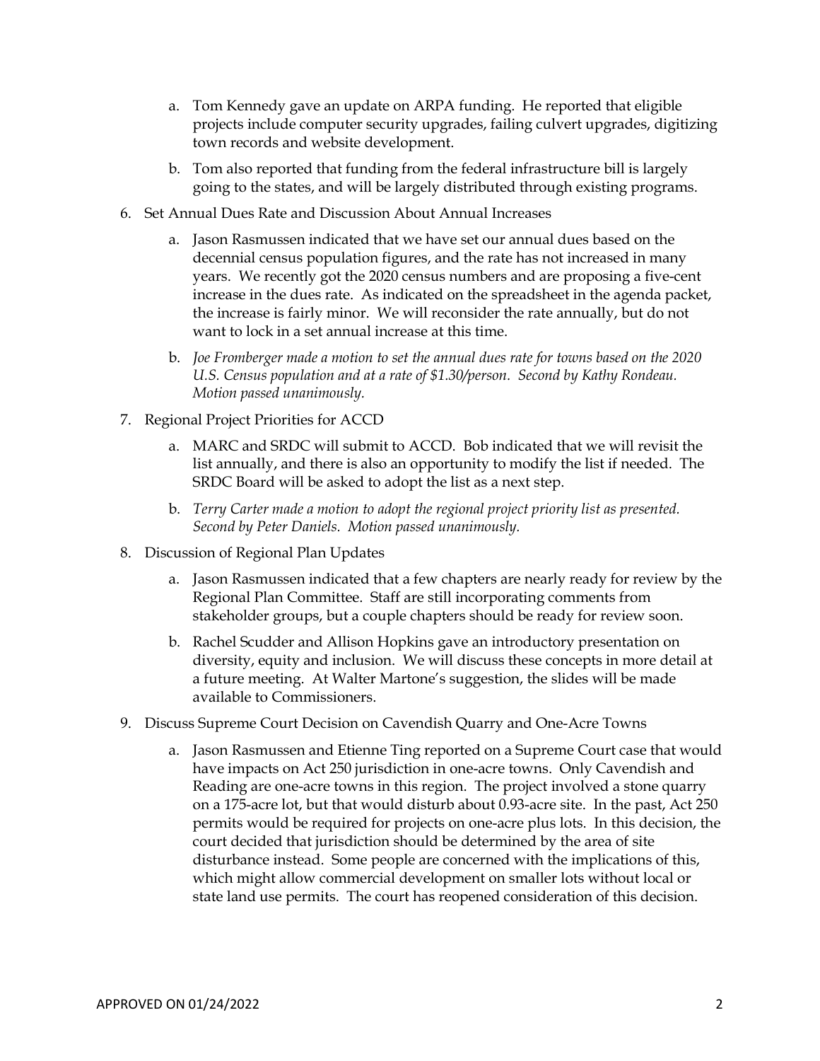a. Tom Kennedy gave an update on ARPA funding. He reported that eligible projects include computer security upgrades, failing culvert upgrades, digitizing town records and website development.

b. Tom also reported that funding from the federal infrastructure bill is largely going to the states, and will be largely distributed through existing programs.

6. Set Annual Dues Rate and Discussion About Annual Increases

   a. Jason Rasmussen indicated that we have set our annual dues based on the decennial census population figures, and the rate has not increased in many years. We recently got the 2020 census numbers and are proposing a five-cent increase in the dues rate. As indicated on the spreadsheet in the agenda packet, the increase is fairly minor. We will reconsider the rate annually, but do not want to lock in a set annual increase at this time.

   b. *Joe Fromberger made a motion to set the annual dues rate for towns based on the 2020 U.S. Census population and at a rate of $1.30/person. Second by Kathy Rondeau. Motion passed unanimously.*

7. Regional Project Priorities for ACCD

   a. MARC and SRDC will submit to ACCD. Bob indicated that we will revisit the list annually, and there is also an opportunity to modify the list if needed. The SRDC Board will be asked to adopt the list as a next step.

   b. *Terry Carter made a motion to adopt the regional project priority list as presented. Second by Peter Daniels. Motion passed unanimously.*

8. Discussion of Regional Plan Updates

   a. Jason Rasmussen indicated that a few chapters are nearly ready for review by the Regional Plan Committee. Staff are still incorporating comments from stakeholder groups, but a couple chapters should be ready for review soon.

   b. Rachel Scudder and Allison Hopkins gave an introductory presentation on diversity, equity and inclusion. We will discuss these concepts in more detail at a future meeting. At Walter Martone's suggestion, the slides will be made available to Commissioners.

9. Discuss Supreme Court Decision on Cavendish Quarry and One-Acre Towns

   a. Jason Rasmussen and Etienne Ting reported on a Supreme Court case that would have impacts on Act 250 jurisdiction in one-acre towns. Only Cavendish and Reading are one-acre towns in this region. The project involved a stone quarry on a 175-acre lot, but that would disturb about 0.93-acre site. In the past, Act 250 permits would be required for projects on one-acre plus lots. In this decision, the court decided that jurisdiction should be determined by the area of site disturbance instead. Some people are concerned with the implications of this, which might allow commercial development on smaller lots without local or state land use permits. The court has reopened consideration of this decision.

APPROVED ON 01/24/2022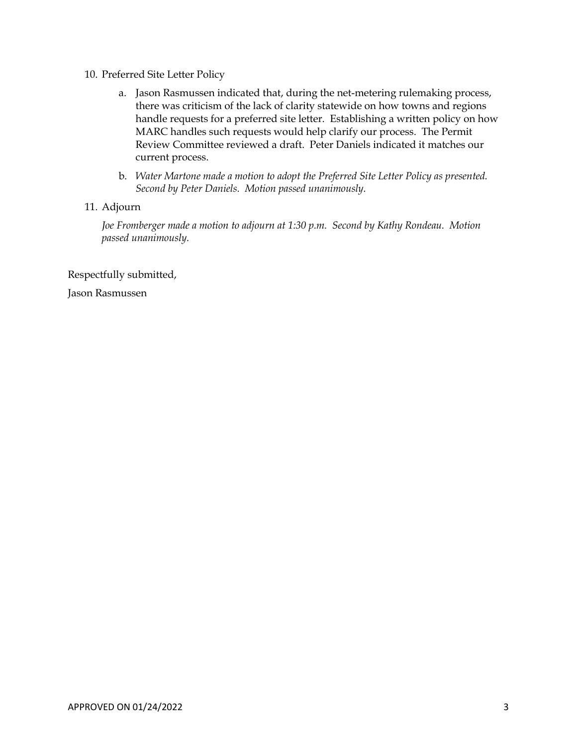10. Preferred Site Letter Policy

    a. Jason Rasmussen indicated that, during the net-metering rulemaking process, there was criticism of the lack of clarity statewide on how towns and regions handle requests for a preferred site letter. Establishing a written policy on how MARC handles such requests would help clarify our process. The Permit Review Committee reviewed a draft. Peter Daniels indicated it matches our current process.

    b. *Water Martone made a motion to adopt the Preferred Site Letter Policy as presented. Second by Peter Daniels. Motion passed unanimously.*

11. Adjourn

    *Joe Fromberger made a motion to adjourn at 1:30 p.m. Second by Kathy Rondeau. Motion passed unanimously.*

Respectfully submitted,

Jason Rasmussen

APPROVED ON 01/24/2022